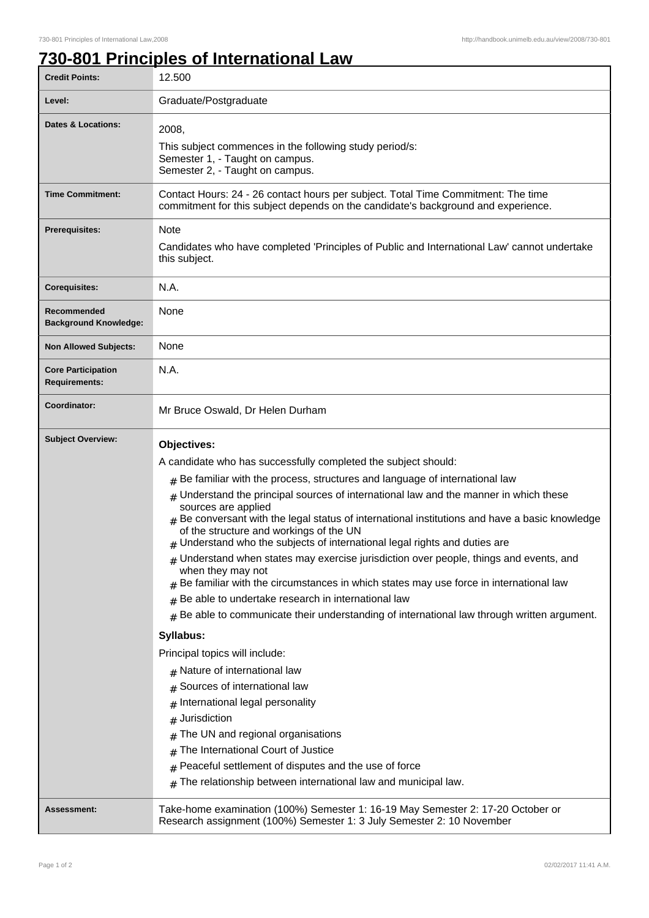# 730-801 Principles of International Law

| | |
|---|---|
| **Credit Points:** | 12.500 |
| **Level:** | Graduate/Postgraduate |
| **Dates & Locations:** | 2008,<br>This subject commences in the following study period/s:<br>Semester 1, - Taught on campus.<br>Semester 2, - Taught on campus. |
| **Time Commitment:** | Contact Hours: 24 - 26 contact hours per subject. Total Time Commitment: The time commitment for this subject depends on the candidate's background and experience. |
| **Prerequisites:** | Note<br>Candidates who have completed 'Principles of Public and International Law' cannot undertake this subject. |
| **Corequisites:** | N.A. |
| **Recommended Background Knowledge:** | None |
| **Non Allowed Subjects:** | None |
| **Core Participation Requirements:** | N.A. |
| **Coordinator:** | Mr Bruce Oswald, Dr Helen Durham |
| **Subject Overview:** | **Objectives:**<br>A candidate who has successfully completed the subject should:<br># Be familiar with the process, structures and language of international law<br># Understand the principal sources of international law and the manner in which these sources are applied<br># Be conversant with the legal status of international institutions and have a basic knowledge of the structure and workings of the UN<br># Understand who the subjects of international legal rights and duties are<br># Understand when states may exercise jurisdiction over people, things and events, and when they may not<br># Be familiar with the circumstances in which states may use force in international law<br># Be able to undertake research in international law<br># Be able to communicate their understanding of international law through written argument.<br>**Syllabus:**<br>Principal topics will include:<br># Nature of international law<br># Sources of international law<br># International legal personality<br># Jurisdiction<br># The UN and regional organisations<br># The International Court of Justice<br># Peaceful settlement of disputes and the use of force<br># The relationship between international law and municipal law. |
| **Assessment:** | Take-home examination (100%) Semester 1: 16-19 May Semester 2: 17-20 October or Research assignment (100%) Semester 1: 3 July Semester 2: 10 November |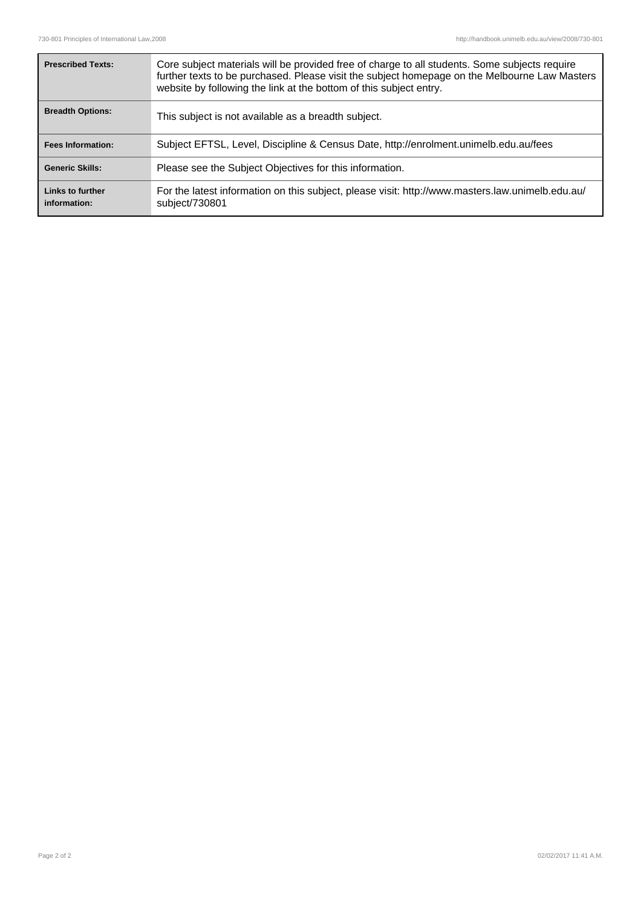| | |
|---|---|
| **Prescribed Texts:** | Core subject materials will be provided free of charge to all students. Some subjects require further texts to be purchased. Please visit the subject homepage on the Melbourne Law Masters website by following the link at the bottom of this subject entry. |
| **Breadth Options:** | This subject is not available as a breadth subject. |
| **Fees Information:** | Subject EFTSL, Level, Discipline & Census Date, http://enrolment.unimelb.edu.au/fees |
| **Generic Skills:** | Please see the Subject Objectives for this information. |
| **Links to further information:** | For the latest information on this subject, please visit: http://www.masters.law.unimelb.edu.au/subject/730801 |